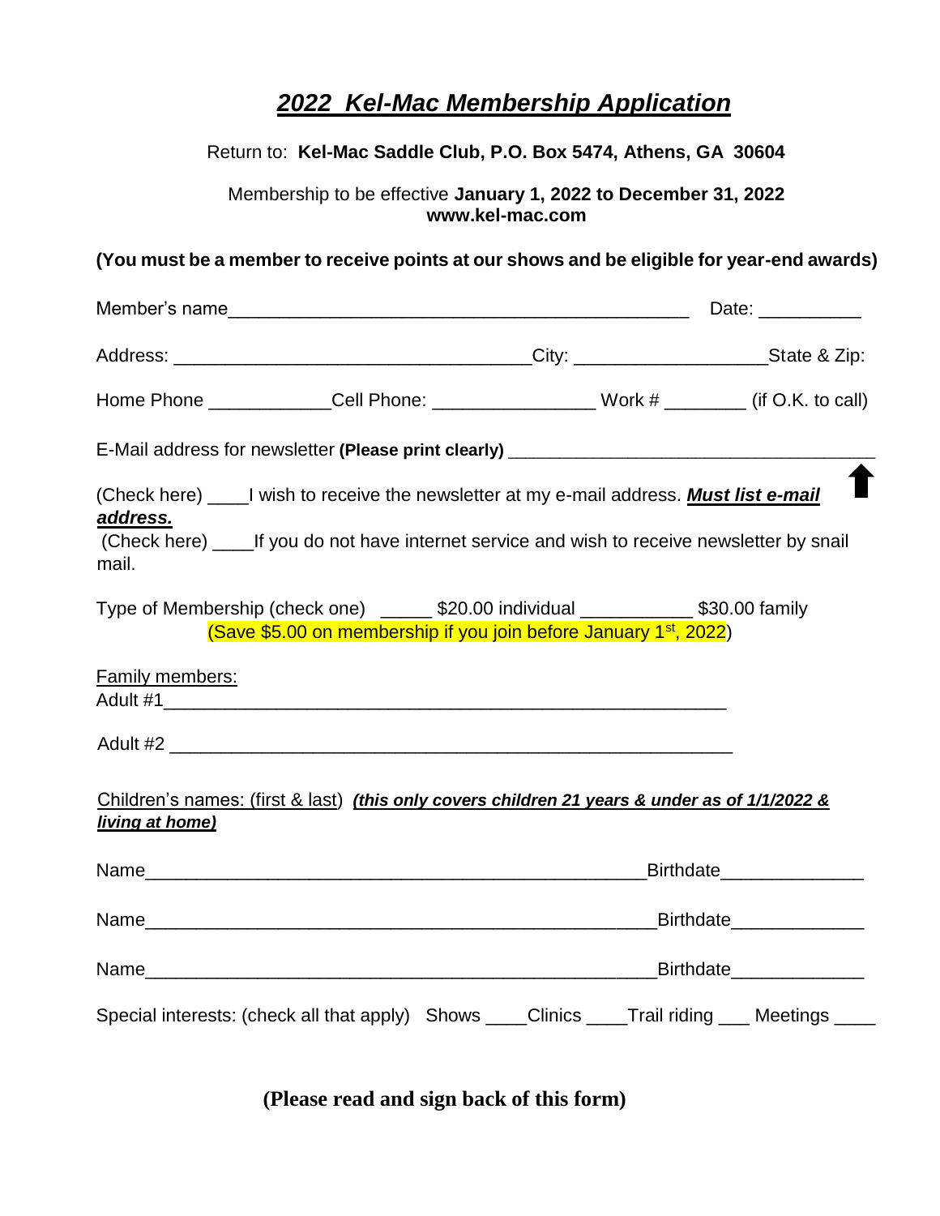# *2022 Kel-Mac Membership Application*

Return to: **Kel-Mac Saddle Club, P.O. Box 5474, Athens, GA 30604**

Membership to be effective **January 1, 2022 to December 31, 2022**
**www.kel-mac.com**

**(You must be a member to receive points at our shows and be eligible for year-end awards)**

Member's name_______________________________________________ Date: __________

Address: ___________________________________City: __________________State & Zip:

Home Phone ____________Cell Phone: ________________ Work # ________ (if O.K. to call)

E-Mail address for newsletter **(Please print clearly)** ___________________________________

(Check here) ____I wish to receive the newsletter at my e-mail address. ***Must list e-mail address.***

(Check here) ____If you do not have internet service and wish to receive newsletter by snail mail.

Type of Membership (check one) _____ $20.00 individual ___________ $30.00 family
(Save $5.00 on membership if you join before January 1st, 2022)

Family members:

Adult #1_________________________________________________________

Adult #2 _________________________________________________________

Children's names: (first & last) ***(this only covers children 21 years & under as of 1/1/2022 & living at home)***

Name__________________________________________________Birthdate______________

Name__________________________________________________Birthdate_____________

Name__________________________________________________Birthdate_____________

Special interests: (check all that apply) Shows ____Clinics ____Trail riding ___ Meetings ____

**(Please read and sign back of this form)**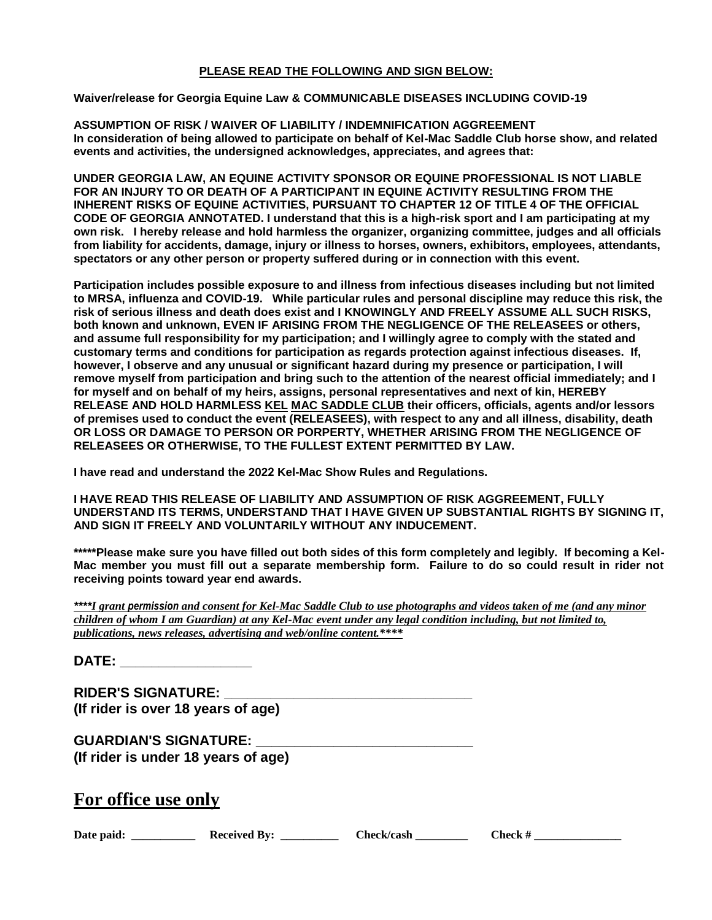**PLEASE READ THE FOLLOWING AND SIGN BELOW:**

**Waiver/release for Georgia Equine Law & COMMUNICABLE DISEASES INCLUDING COVID-19**

**ASSUMPTION OF RISK / WAIVER OF LIABILITY / INDEMNIFICATION AGGREEMENT**
**In consideration of being allowed to participate on behalf of Kel-Mac Saddle Club horse show, and related events and activities, the undersigned acknowledges, appreciates, and agrees that:**

**UNDER GEORGIA LAW, AN EQUINE ACTIVITY SPONSOR OR EQUINE PROFESSIONAL IS NOT LIABLE FOR AN INJURY TO OR DEATH OF A PARTICIPANT IN EQUINE ACTIVITY RESULTING FROM THE INHERENT RISKS OF EQUINE ACTIVITIES, PURSUANT TO CHAPTER 12 OF TITLE 4 OF THE OFFICIAL CODE OF GEORGIA ANNOTATED. I understand that this is a high-risk sport and I am participating at my own risk. I hereby release and hold harmless the organizer, organizing committee, judges and all officials from liability for accidents, damage, injury or illness to horses, owners, exhibitors, employees, attendants, spectators or any other person or property suffered during or in connection with this event.**

**Participation includes possible exposure to and illness from infectious diseases including but not limited to MRSA, influenza and COVID-19. While particular rules and personal discipline may reduce this risk, the risk of serious illness and death does exist and I KNOWINGLY AND FREELY ASSUME ALL SUCH RISKS, both known and unknown, EVEN IF ARISING FROM THE NEGLIGENCE OF THE RELEASEES or others, and assume full responsibility for my participation; and I willingly agree to comply with the stated and customary terms and conditions for participation as regards protection against infectious diseases. If, however, I observe and any unusual or significant hazard during my presence or participation, I will remove myself from participation and bring such to the attention of the nearest official immediately; and I for myself and on behalf of my heirs, assigns, personal representatives and next of kin, HEREBY RELEASE AND HOLD HARMLESS KEL MAC SADDLE CLUB their officers, officials, agents and/or lessors of premises used to conduct the event (RELEASEES), with respect to any and all illness, disability, death OR LOSS OR DAMAGE TO PERSON OR PORPERTY, WHETHER ARISING FROM THE NEGLIGENCE OF RELEASEES OR OTHERWISE, TO THE FULLEST EXTENT PERMITTED BY LAW.**

**I have read and understand the 2022 Kel-Mac Show Rules and Regulations.**

**I HAVE READ THIS RELEASE OF LIABILITY AND ASSUMPTION OF RISK AGGREEMENT, FULLY UNDERSTAND ITS TERMS, UNDERSTAND THAT I HAVE GIVEN UP SUBSTANTIAL RIGHTS BY SIGNING IT, AND SIGN IT FREELY AND VOLUNTARILY WITHOUT ANY INDUCEMENT.**

**\*\*\*\*\*Please make sure you have filled out both sides of this form completely and legibly. If becoming a Kel-Mac member you must fill out a separate membership form. Failure to do so could result in rider not receiving points toward year end awards.**

***\*\*\*\*I grant permission and consent for Kel-Mac Saddle Club to use photographs and videos taken of me (and any minor children of whom I am Guardian) at any Kel-Mac event under any legal condition including, but not limited to, publications, news releases, advertising and web/online content.\*\*\*\****

**DATE: ___________________**

**RIDER'S SIGNATURE: ___________________________________**
**(If rider is over 18 years of age)**

**GUARDIAN'S SIGNATURE: ______________________________**
**(If rider is under 18 years of age)**

# For office use only

**Date paid: ___________ Received By: __________ Check/cash _________ Check # _______________**